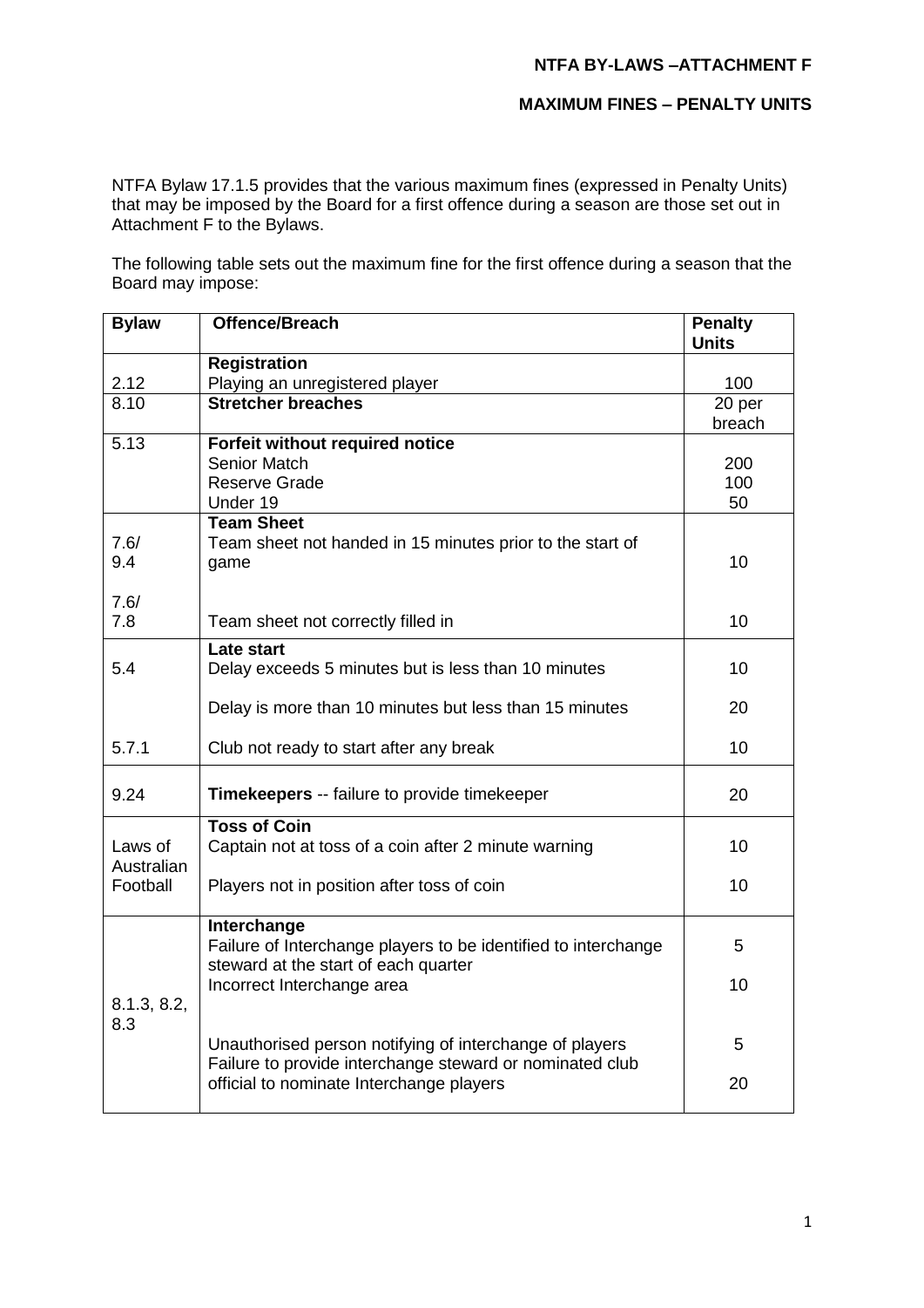# NTFA BY-LAWS –ATTACHMENT F

## MAXIMUM FINES – PENALTY UNITS

NTFA Bylaw 17.1.5 provides that the various maximum fines (expressed in Penalty Units) that may be imposed by the Board for a first offence during a season are those set out in Attachment F to the Bylaws.

The following table sets out the maximum fine for the first offence during a season that the Board may impose:

| Bylaw | Offence/Breach | Penalty Units |
|---|---|---|
| | **Registration** | |
| 2.12 | Playing an unregistered player | 100 |
| 8.10 | **Stretcher breaches** | 20 per breach |
| 5.13 | **Forfeit without required notice** | |
| | Senior Match | 200 |
| | Reserve Grade | 100 |
| | Under 19 | 50 |
| | **Team Sheet** | |
| 7.6/ 9.4 | Team sheet not handed in 15 minutes prior to the start of game | 10 |
| 7.6/ 7.8 | Team sheet not correctly filled in | 10 |
| | **Late start** | |
| 5.4 | Delay exceeds 5 minutes but is less than 10 minutes | 10 |
| | Delay is more than 10 minutes but less than 15 minutes | 20 |
| 5.7.1 | Club not ready to start after any break | 10 |
| 9.24 | **Timekeepers** -- failure to provide timekeeper | 20 |
| | **Toss of Coin** | |
| Laws of Australian Football | Captain not at toss of a coin after 2 minute warning | 10 |
| | Players not in position after toss of coin | 10 |
| | **Interchange** | |
| 8.1.3, 8.2, 8.3 | Failure of Interchange players to be identified to interchange steward at the start of each quarter | 5 |
| | Incorrect Interchange area | 10 |
| | Unauthorised person notifying of interchange of players | 5 |
| | Failure to provide interchange steward or nominated club official to nominate Interchange players | 20 |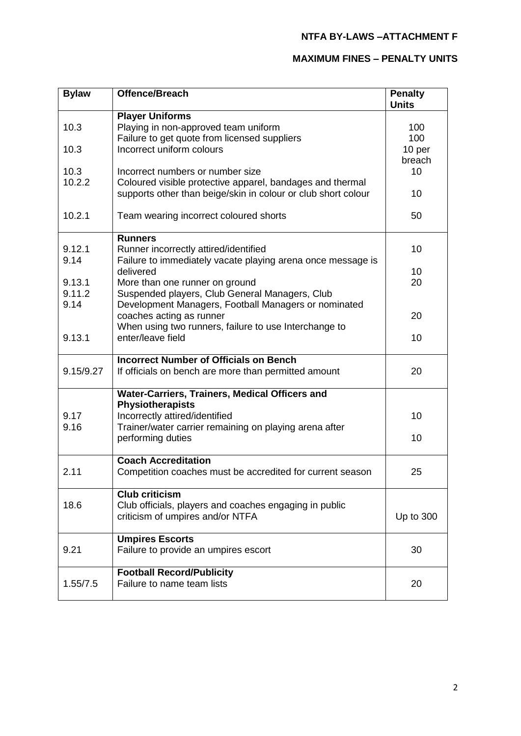**NTFA BY-LAWS –ATTACHMENT F**

**MAXIMUM FINES – PENALTY UNITS**

| Bylaw | Offence/Breach | Penalty Units |
|---|---|---|
| | **Player Uniforms** | |
| 10.3 | Playing in non-approved team uniform | 100 |
| | Failure to get quote from licensed suppliers | 100 |
| 10.3 | Incorrect uniform colours | 10 per breach |
| 10.3 | Incorrect numbers or number size | 10 |
| 10.2.2 | Coloured visible protective apparel, bandages and thermal supports other than beige/skin in colour or club short colour | 10 |
| 10.2.1 | Team wearing incorrect coloured shorts | 50 |
| | **Runners** | |
| 9.12.1 | Runner incorrectly attired/identified | 10 |
| 9.14 | Failure to immediately vacate playing arena once message is delivered | 10 |
| 9.13.1 | More than one runner on ground | 20 |
| 9.11.2<br>9.14 | Suspended players, Club General Managers, Club Development Managers, Football Managers or nominated coaches acting as runner | 20 |
| 9.13.1 | When using two runners, failure to use Interchange to enter/leave field | 10 |
| | **Incorrect Number of Officials on Bench** | |
| 9.15/9.27 | If officials on bench are more than permitted amount | 20 |
| | **Water-Carriers, Trainers, Medical Officers and Physiotherapists** | |
| 9.17 | Incorrectly attired/identified | 10 |
| 9.16 | Trainer/water carrier remaining on playing arena after performing duties | 10 |
| | **Coach Accreditation** | |
| 2.11 | Competition coaches must be accredited for current season | 25 |
| | **Club criticism** | |
| 18.6 | Club officials, players and coaches engaging in public criticism of umpires and/or NTFA | Up to 300 |
| | **Umpires Escorts** | |
| 9.21 | Failure to provide an umpires escort | 30 |
| | **Football Record/Publicity** | |
| 1.55/7.5 | Failure to name team lists | 20 |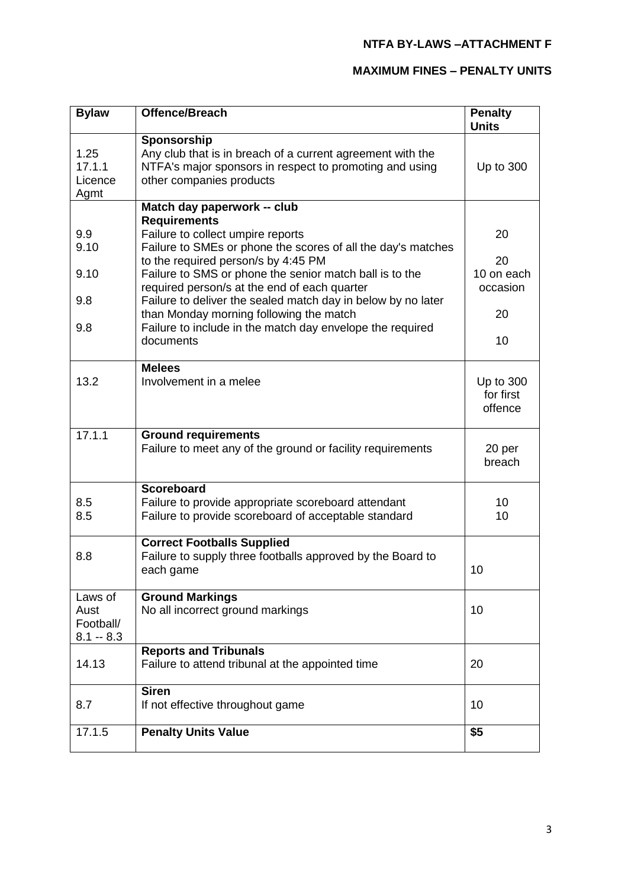**NTFA BY-LAWS –ATTACHMENT F**

**MAXIMUM FINES – PENALTY UNITS**

| Bylaw | Offence/Breach | Penalty Units |
|---|---|---|
| 1.25<br>17.1.1<br>Licence Agmt | **Sponsorship**<br>Any club that is in breach of a current agreement with the NTFA's major sponsors in respect to promoting and using other companies products | Up to 300 |
| <br><br>9.9<br>9.10<br><br>9.10<br><br>9.8<br><br>9.8 | **Match day paperwork -- club Requirements**<br>Failure to collect umpire reports<br>Failure to SMEs or phone the scores of all the day's matches to the required person/s by 4:45 PM<br>Failure to SMS or phone the senior match ball is to the required person/s at the end of each quarter<br>Failure to deliver the sealed match day in below by no later than Monday morning following the match<br>Failure to include in the match day envelope the required documents | <br><br>20<br><br>20<br>10 on each occasion<br><br>20<br><br>10 |
| 13.2 | **Melees**<br>Involvement in a melee | Up to 300 for first offence |
| 17.1.1 | **Ground requirements**<br>Failure to meet any of the ground or facility requirements | 20 per breach |
| 8.5<br>8.5 | **Scoreboard**<br>Failure to provide appropriate scoreboard attendant<br>Failure to provide scoreboard of acceptable standard | 10<br>10 |
| 8.8 | **Correct Footballs Supplied**<br>Failure to supply three footballs approved by the Board to each game | 10 |
| Laws of Aust Football/ 8.1 -- 8.3 | **Ground Markings**<br>No all incorrect ground markings | 10 |
| 14.13 | **Reports and Tribunals**<br>Failure to attend tribunal at the appointed time | 20 |
| 8.7 | **Siren**<br>If not effective throughout game | 10 |
| 17.1.5 | **Penalty Units Value** | **$5** |